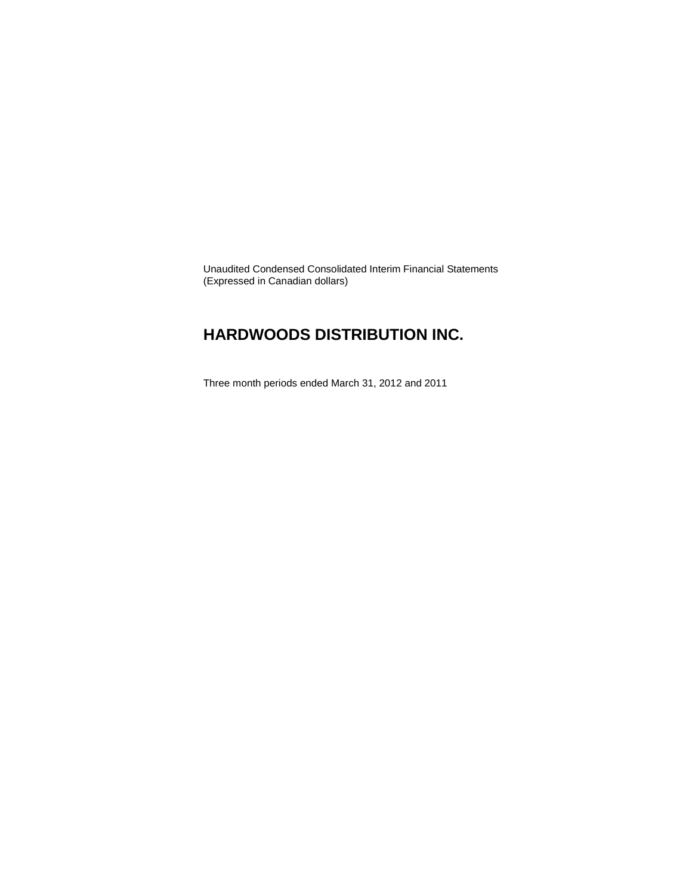Unaudited Condensed Consolidated Interim Financial Statements
(Expressed in Canadian dollars)

# HARDWOODS DISTRIBUTION INC.

Three month periods ended March 31, 2012 and 2011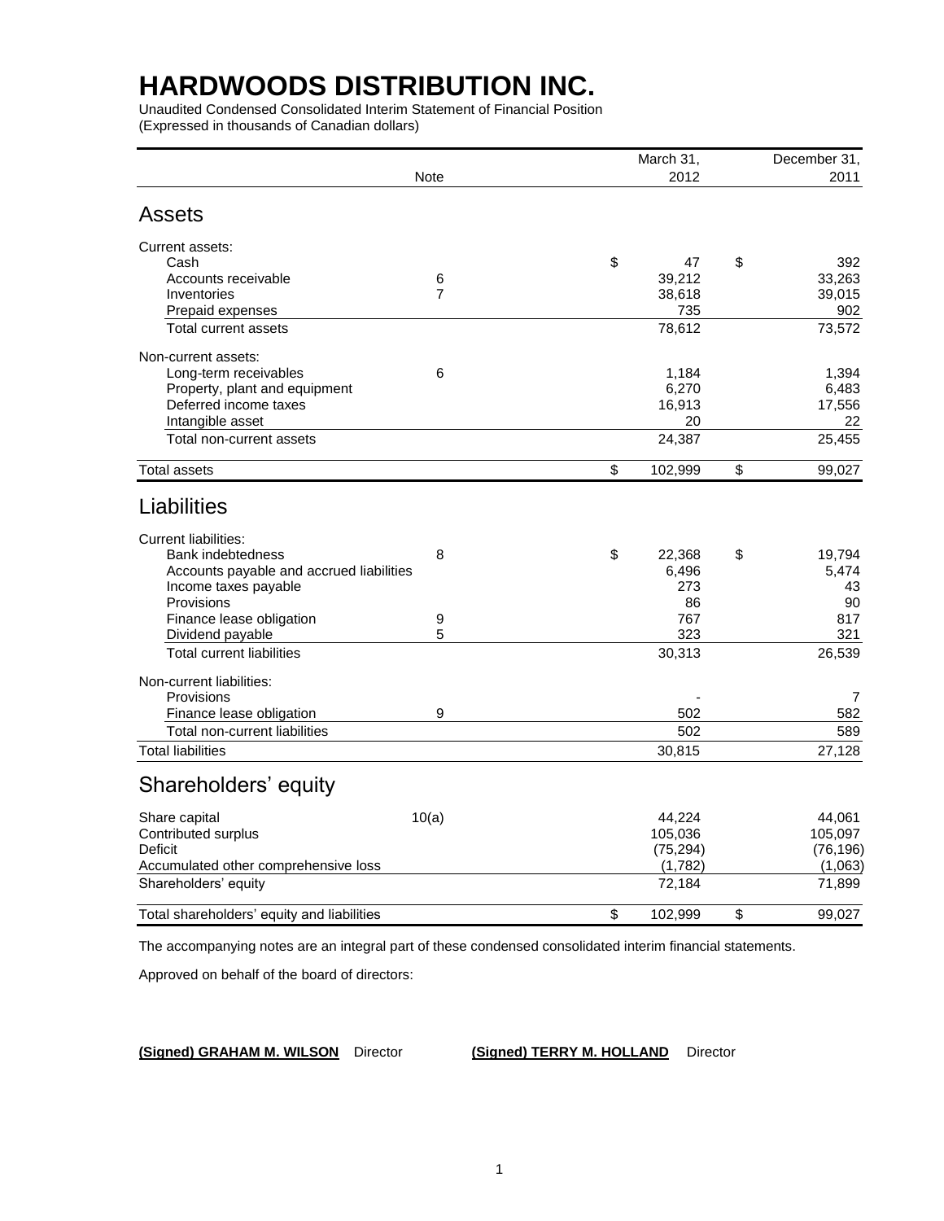# HARDWOODS DISTRIBUTION INC.

Unaudited Condensed Consolidated Interim Statement of Financial Position
(Expressed in thousands of Canadian dollars)

| | Note | March 31, 2012 | December 31, 2011 |
|---|---|---|---|
| **Assets** | | | |
| Current assets: | | | |
| Cash | | $ 47 | $ 392 |
| Accounts receivable | 6 | 39,212 | 33,263 |
| Inventories | 7 | 38,618 | 39,015 |
| Prepaid expenses | | 735 | 902 |
| Total current assets | | 78,612 | 73,572 |
| Non-current assets: | | | |
| Long-term receivables | 6 | 1,184 | 1,394 |
| Property, plant and equipment | | 6,270 | 6,483 |
| Deferred income taxes | | 16,913 | 17,556 |
| Intangible asset | | 20 | 22 |
| Total non-current assets | | 24,387 | 25,455 |
| Total assets | | $ 102,999 | $ 99,027 |
| **Liabilities** | | | |
| Current liabilities: | | | |
| Bank indebtedness | 8 | $ 22,368 | $ 19,794 |
| Accounts payable and accrued liabilities | | 6,496 | 5,474 |
| Income taxes payable | | 273 | 43 |
| Provisions | | 86 | 90 |
| Finance lease obligation | 9 | 767 | 817 |
| Dividend payable | 5 | 323 | 321 |
| Total current liabilities | | 30,313 | 26,539 |
| Non-current liabilities: | | | |
| Provisions | | - | 7 |
| Finance lease obligation | 9 | 502 | 582 |
| Total non-current liabilities | | 502 | 589 |
| Total liabilities | | 30,815 | 27,128 |
| **Shareholders' equity** | | | |
| Share capital | 10(a) | 44,224 | 44,061 |
| Contributed surplus | | 105,036 | 105,097 |
| Deficit | | (75,294) | (76,196) |
| Accumulated other comprehensive loss | | (1,782) | (1,063) |
| Shareholders' equity | | 72,184 | 71,899 |
| Total shareholders' equity and liabilities | | $ 102,999 | $ 99,027 |

The accompanying notes are an integral part of these condensed consolidated interim financial statements.

Approved on behalf of the board of directors:

**(Signed) GRAHAM M. WILSON** Director **(Signed) TERRY M. HOLLAND** Director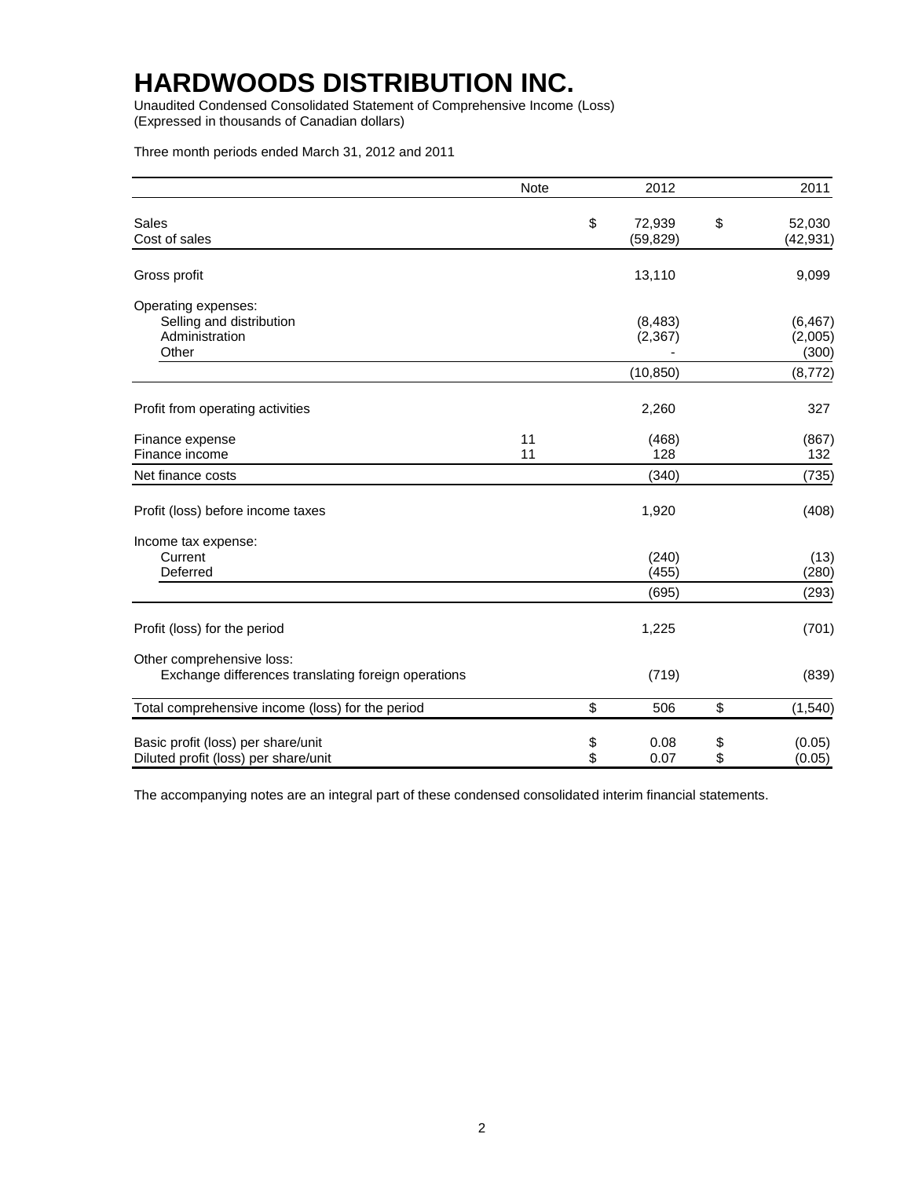# HARDWOODS DISTRIBUTION INC.

Unaudited Condensed Consolidated Statement of Comprehensive Income (Loss)
(Expressed in thousands of Canadian dollars)

Three month periods ended March 31, 2012 and 2011

| | Note | 2012 | 2011 |
|---|---|---|---|
| Sales | | $ 72,939 | $ 52,030 |
| Cost of sales | | (59,829) | (42,931) |
| Gross profit | | 13,110 | 9,099 |
| Operating expenses: | | | |
| Selling and distribution | | (8,483) | (6,467) |
| Administration | | (2,367) | (2,005) |
| Other | | - | (300) |
| | | (10,850) | (8,772) |
| Profit from operating activities | | 2,260 | 327 |
| Finance expense | 11 | (468) | (867) |
| Finance income | 11 | 128 | 132 |
| Net finance costs | | (340) | (735) |
| Profit (loss) before income taxes | | 1,920 | (408) |
| Income tax expense: | | | |
| Current | | (240) | (13) |
| Deferred | | (455) | (280) |
| | | (695) | (293) |
| Profit (loss) for the period | | 1,225 | (701) |
| Other comprehensive loss: | | | |
| Exchange differences translating foreign operations | | (719) | (839) |
| Total comprehensive income (loss) for the period | | $ 506 | $ (1,540) |
| Basic profit (loss) per share/unit | | $ 0.08 | $ (0.05) |
| Diluted profit (loss) per share/unit | | $ 0.07 | $ (0.05) |

The accompanying notes are an integral part of these condensed consolidated interim financial statements.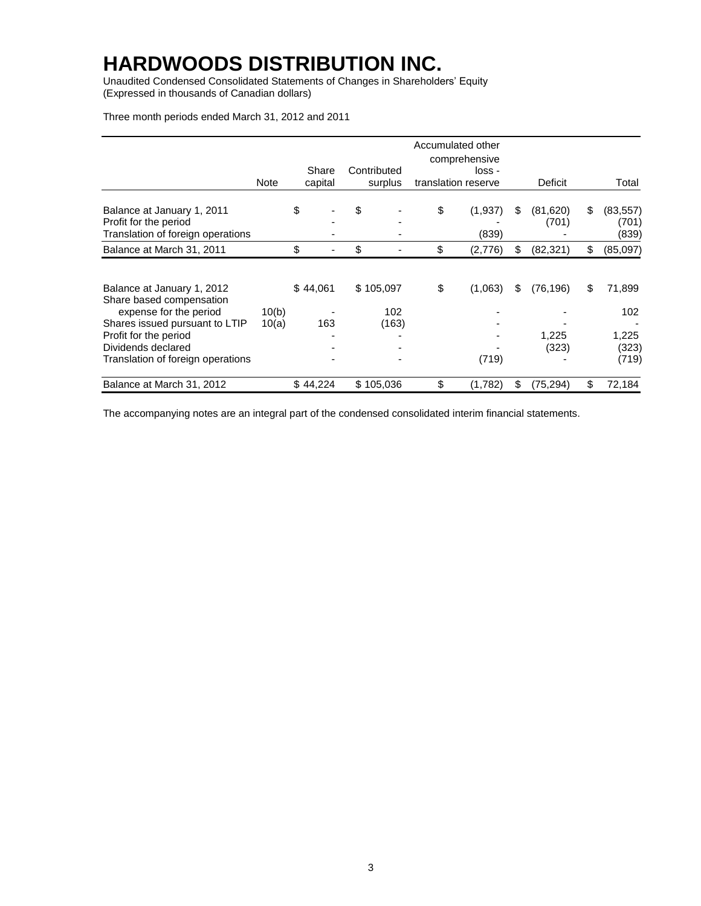# HARDWOODS DISTRIBUTION INC.

Unaudited Condensed Consolidated Statements of Changes in Shareholders' Equity
(Expressed in thousands of Canadian dollars)

Three month periods ended March 31, 2012 and 2011

| | Note | Share capital | Contributed surplus | Accumulated other comprehensive loss - translation reserve | Deficit | Total |
|---|---|---|---|---|---|---|
| Balance at January 1, 2011 | | $ - | $ - | $ (1,937) | $ (81,620) | $ (83,557) |
| Profit for the period | | - | - | - | (701) | (701) |
| Translation of foreign operations | | - | - | (839) | - | (839) |
| Balance at March 31, 2011 | | $ - | $ - | $ (2,776) | $ (82,321) | $ (85,097) |
| | | | | | | |
| Balance at January 1, 2012 | | $ 44,061 | $ 105,097 | $ (1,063) | $ (76,196) | $ 71,899 |
| Share based compensation expense for the period | 10(b) | - | 102 | - | - | 102 |
| Shares issued pursuant to LTIP | 10(a) | 163 | (163) | - | - | - |
| Profit for the period | | - | - | - | 1,225 | 1,225 |
| Dividends declared | | - | - | - | (323) | (323) |
| Translation of foreign operations | | - | - | (719) | - | (719) |
| Balance at March 31, 2012 | | $ 44,224 | $ 105,036 | $ (1,782) | $ (75,294) | $ 72,184 |

The accompanying notes are an integral part of the condensed consolidated interim financial statements.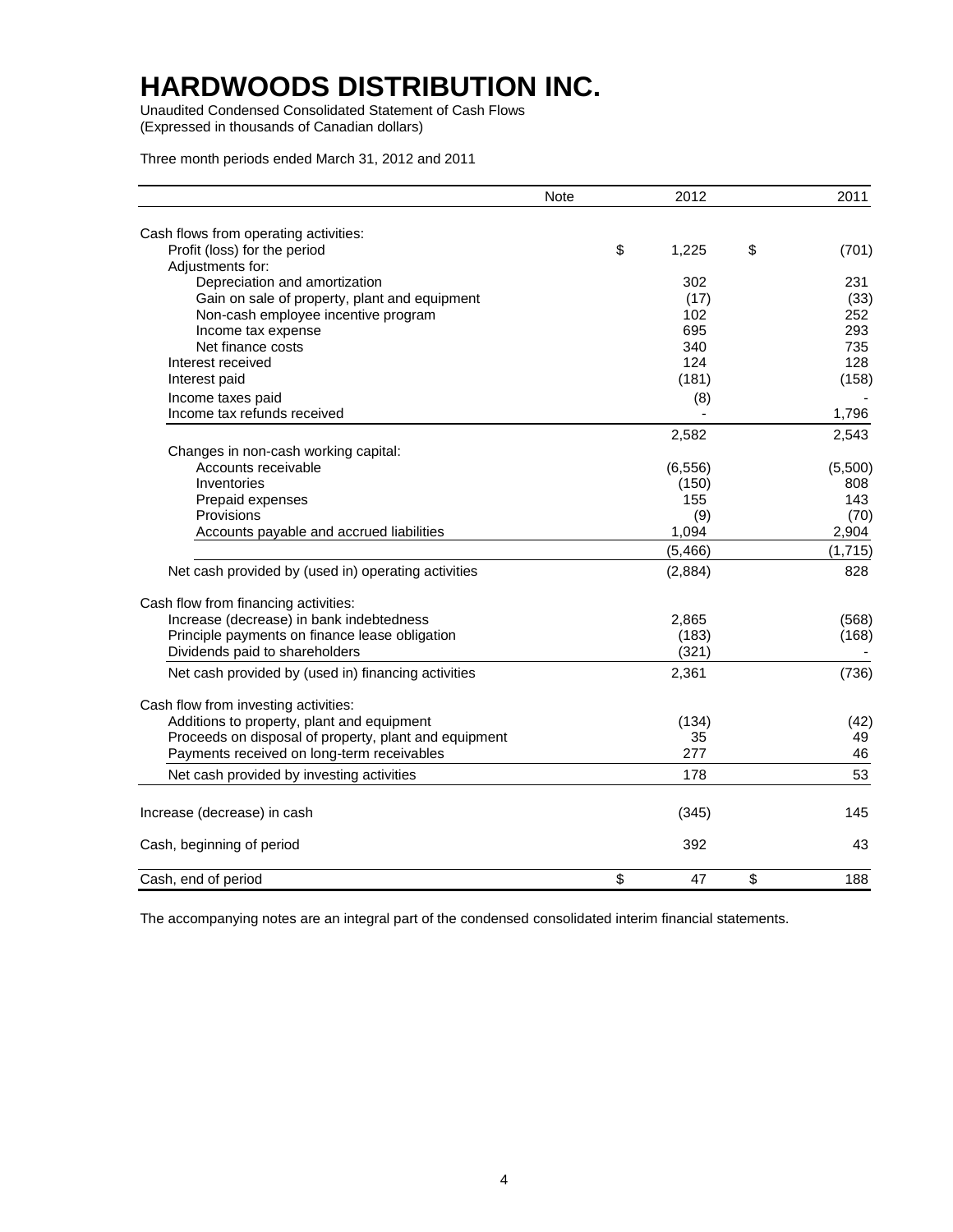# HARDWOODS DISTRIBUTION INC.

Unaudited Condensed Consolidated Statement of Cash Flows
(Expressed in thousands of Canadian dollars)

Three month periods ended March 31, 2012 and 2011

| | Note | 2012 | 2011 |
|---|---|---|---|
| Cash flows from operating activities: | | | |
| Profit (loss) for the period | | $ 1,225 | $ (701) |
| Adjustments for: | | | |
| Depreciation and amortization | | 302 | 231 |
| Gain on sale of property, plant and equipment | | (17) | (33) |
| Non-cash employee incentive program | | 102 | 252 |
| Income tax expense | | 695 | 293 |
| Net finance costs | | 340 | 735 |
| Interest received | | 124 | 128 |
| Interest paid | | (181) | (158) |
| Income taxes paid | | (8) | - |
| Income tax refunds received | | - | 1,796 |
| | | 2,582 | 2,543 |
| Changes in non-cash working capital: | | | |
| Accounts receivable | | (6,556) | (5,500) |
| Inventories | | (150) | 808 |
| Prepaid expenses | | 155 | 143 |
| Provisions | | (9) | (70) |
| Accounts payable and accrued liabilities | | 1,094 | 2,904 |
| | | (5,466) | (1,715) |
| Net cash provided by (used in) operating activities | | (2,884) | 828 |
| Cash flow from financing activities: | | | |
| Increase (decrease) in bank indebtedness | | 2,865 | (568) |
| Principle payments on finance lease obligation | | (183) | (168) |
| Dividends paid to shareholders | | (321) | - |
| Net cash provided by (used in) financing activities | | 2,361 | (736) |
| Cash flow from investing activities: | | | |
| Additions to property, plant and equipment | | (134) | (42) |
| Proceeds on disposal of property, plant and equipment | | 35 | 49 |
| Payments received on long-term receivables | | 277 | 46 |
| Net cash provided by investing activities | | 178 | 53 |
| Increase (decrease) in cash | | (345) | 145 |
| Cash, beginning of period | | 392 | 43 |
| Cash, end of period | | $ 47 | $ 188 |

The accompanying notes are an integral part of the condensed consolidated interim financial statements.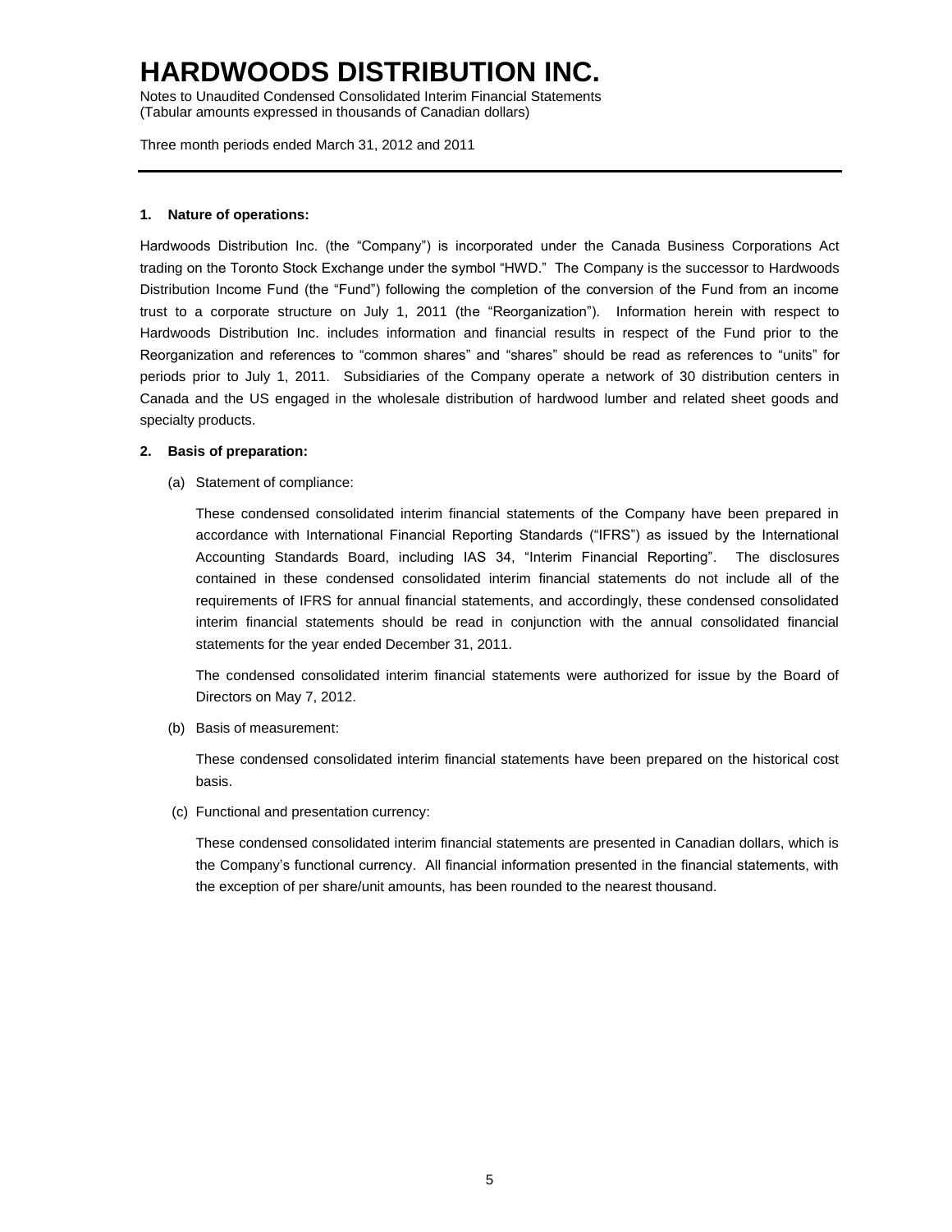# HARDWOODS DISTRIBUTION INC.

Notes to Unaudited Condensed Consolidated Interim Financial Statements
(Tabular amounts expressed in thousands of Canadian dollars)

Three month periods ended March 31, 2012 and 2011

**1. Nature of operations:**

Hardwoods Distribution Inc. (the "Company") is incorporated under the Canada Business Corporations Act trading on the Toronto Stock Exchange under the symbol "HWD." The Company is the successor to Hardwoods Distribution Income Fund (the "Fund") following the completion of the conversion of the Fund from an income trust to a corporate structure on July 1, 2011 (the "Reorganization"). Information herein with respect to Hardwoods Distribution Inc. includes information and financial results in respect of the Fund prior to the Reorganization and references to "common shares" and "shares" should be read as references to "units" for periods prior to July 1, 2011. Subsidiaries of the Company operate a network of 30 distribution centers in Canada and the US engaged in the wholesale distribution of hardwood lumber and related sheet goods and specialty products.

**2. Basis of preparation:**

(a) Statement of compliance:

These condensed consolidated interim financial statements of the Company have been prepared in accordance with International Financial Reporting Standards ("IFRS") as issued by the International Accounting Standards Board, including IAS 34, "Interim Financial Reporting". The disclosures contained in these condensed consolidated interim financial statements do not include all of the requirements of IFRS for annual financial statements, and accordingly, these condensed consolidated interim financial statements should be read in conjunction with the annual consolidated financial statements for the year ended December 31, 2011.

The condensed consolidated interim financial statements were authorized for issue by the Board of Directors on May 7, 2012.

(b) Basis of measurement:

These condensed consolidated interim financial statements have been prepared on the historical cost basis.

(c) Functional and presentation currency:

These condensed consolidated interim financial statements are presented in Canadian dollars, which is the Company's functional currency. All financial information presented in the financial statements, with the exception of per share/unit amounts, has been rounded to the nearest thousand.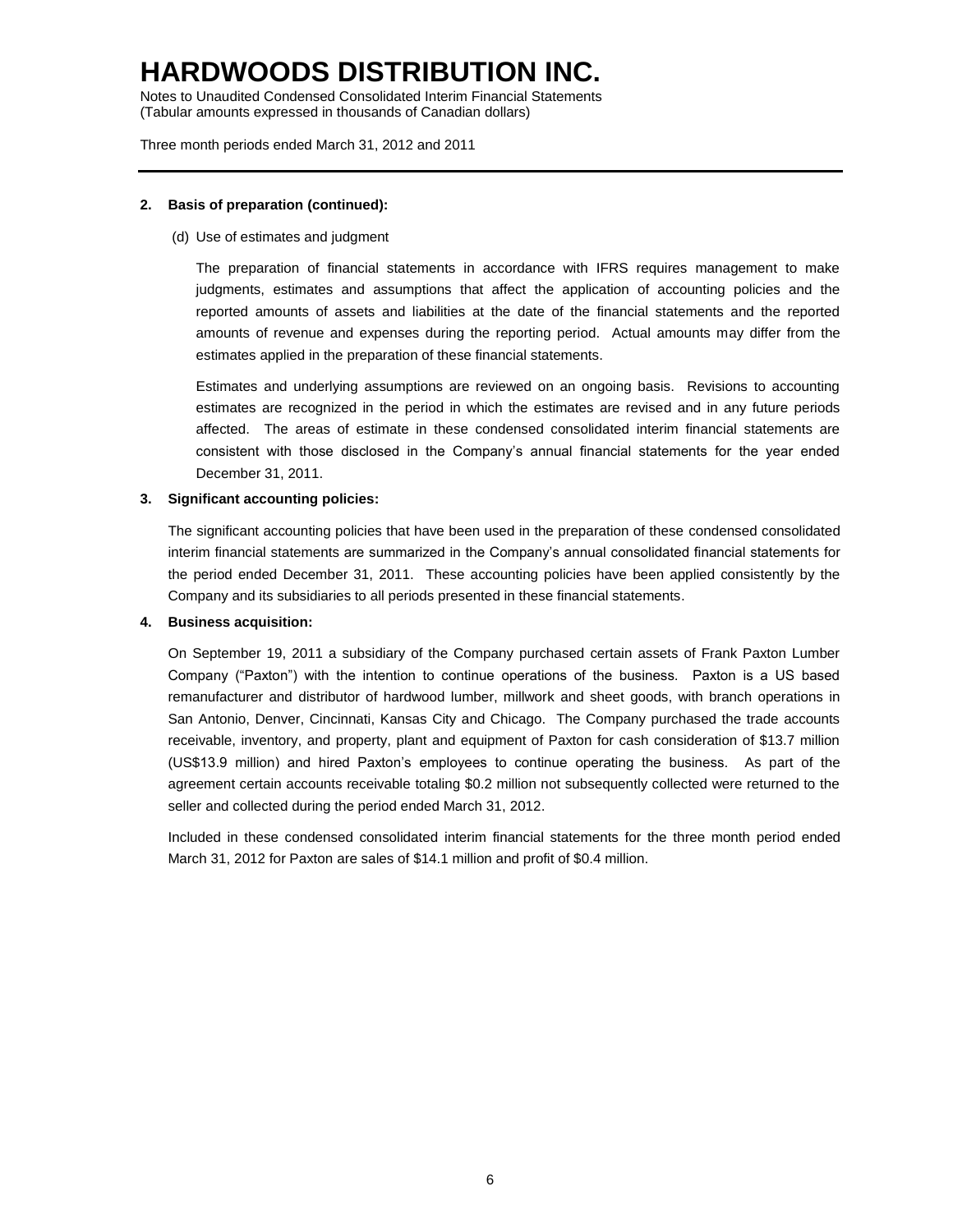**2. Basis of preparation (continued):**

(d) Use of estimates and judgment

The preparation of financial statements in accordance with IFRS requires management to make judgments, estimates and assumptions that affect the application of accounting policies and the reported amounts of assets and liabilities at the date of the financial statements and the reported amounts of revenue and expenses during the reporting period. Actual amounts may differ from the estimates applied in the preparation of these financial statements.

Estimates and underlying assumptions are reviewed on an ongoing basis. Revisions to accounting estimates are recognized in the period in which the estimates are revised and in any future periods affected. The areas of estimate in these condensed consolidated interim financial statements are consistent with those disclosed in the Company's annual financial statements for the year ended December 31, 2011.

**3. Significant accounting policies:**

The significant accounting policies that have been used in the preparation of these condensed consolidated interim financial statements are summarized in the Company's annual consolidated financial statements for the period ended December 31, 2011. These accounting policies have been applied consistently by the Company and its subsidiaries to all periods presented in these financial statements.

**4. Business acquisition:**

On September 19, 2011 a subsidiary of the Company purchased certain assets of Frank Paxton Lumber Company ("Paxton") with the intention to continue operations of the business. Paxton is a US based remanufacturer and distributor of hardwood lumber, millwork and sheet goods, with branch operations in San Antonio, Denver, Cincinnati, Kansas City and Chicago. The Company purchased the trade accounts receivable, inventory, and property, plant and equipment of Paxton for cash consideration of $13.7 million (US$13.9 million) and hired Paxton's employees to continue operating the business. As part of the agreement certain accounts receivable totaling $0.2 million not subsequently collected were returned to the seller and collected during the period ended March 31, 2012.

Included in these condensed consolidated interim financial statements for the three month period ended March 31, 2012 for Paxton are sales of $14.1 million and profit of $0.4 million.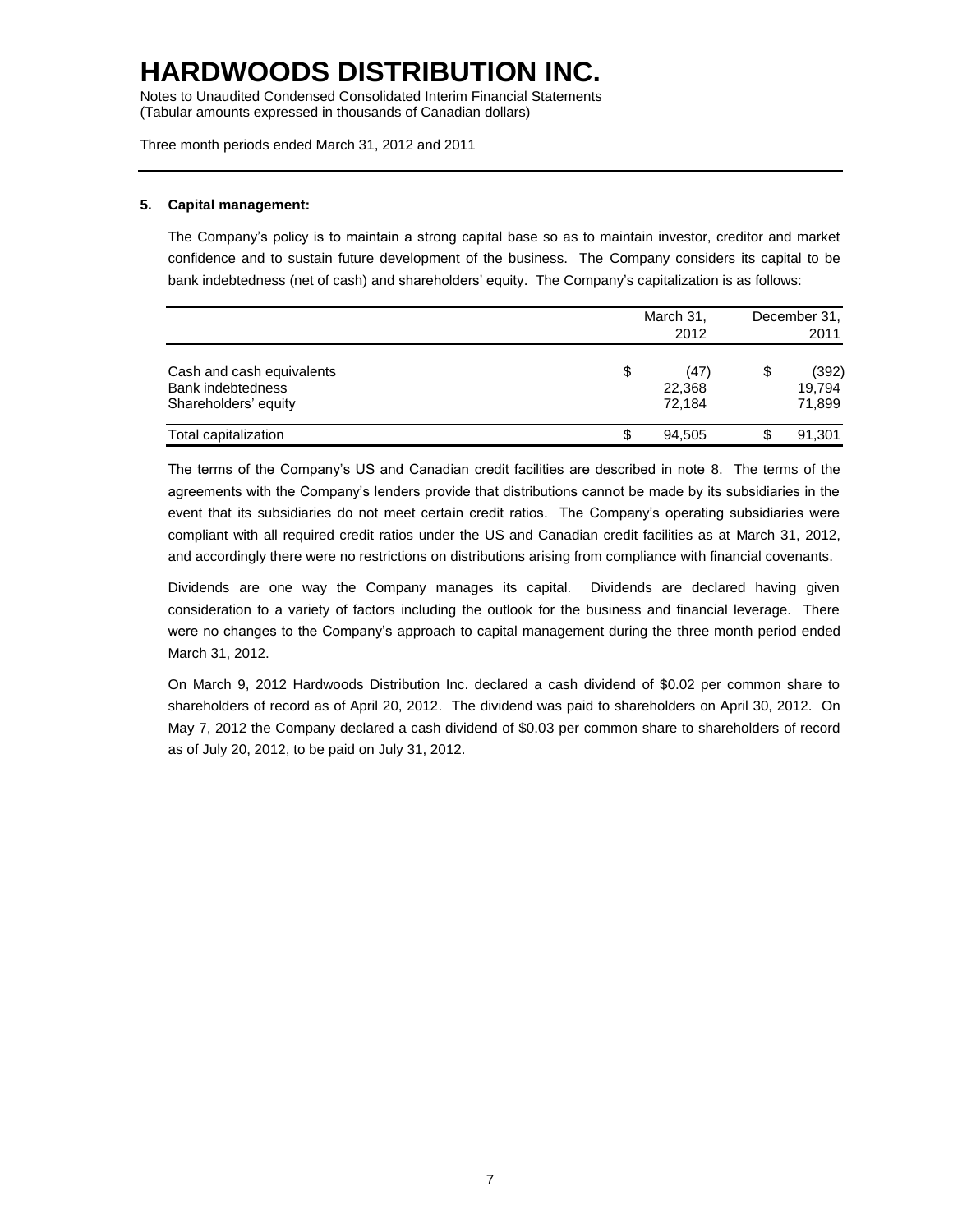# HARDWOODS DISTRIBUTION INC.

Notes to Unaudited Condensed Consolidated Interim Financial Statements
(Tabular amounts expressed in thousands of Canadian dollars)

Three month periods ended March 31, 2012 and 2011

**5. Capital management:**

The Company's policy is to maintain a strong capital base so as to maintain investor, creditor and market confidence and to sustain future development of the business. The Company considers its capital to be bank indebtedness (net of cash) and shareholders' equity. The Company's capitalization is as follows:

| | March 31, 2012 | December 31, 2011 |
|---|---|---|
| Cash and cash equivalents | $ (47) | $ (392) |
| Bank indebtedness | 22,368 | 19,794 |
| Shareholders' equity | 72,184 | 71,899 |
| Total capitalization | $ 94,505 | $ 91,301 |

The terms of the Company's US and Canadian credit facilities are described in note 8. The terms of the agreements with the Company's lenders provide that distributions cannot be made by its subsidiaries in the event that its subsidiaries do not meet certain credit ratios. The Company's operating subsidiaries were compliant with all required credit ratios under the US and Canadian credit facilities as at March 31, 2012, and accordingly there were no restrictions on distributions arising from compliance with financial covenants.

Dividends are one way the Company manages its capital. Dividends are declared having given consideration to a variety of factors including the outlook for the business and financial leverage. There were no changes to the Company's approach to capital management during the three month period ended March 31, 2012.

On March 9, 2012 Hardwoods Distribution Inc. declared a cash dividend of $0.02 per common share to shareholders of record as of April 20, 2012. The dividend was paid to shareholders on April 30, 2012. On May 7, 2012 the Company declared a cash dividend of $0.03 per common share to shareholders of record as of July 20, 2012, to be paid on July 31, 2012.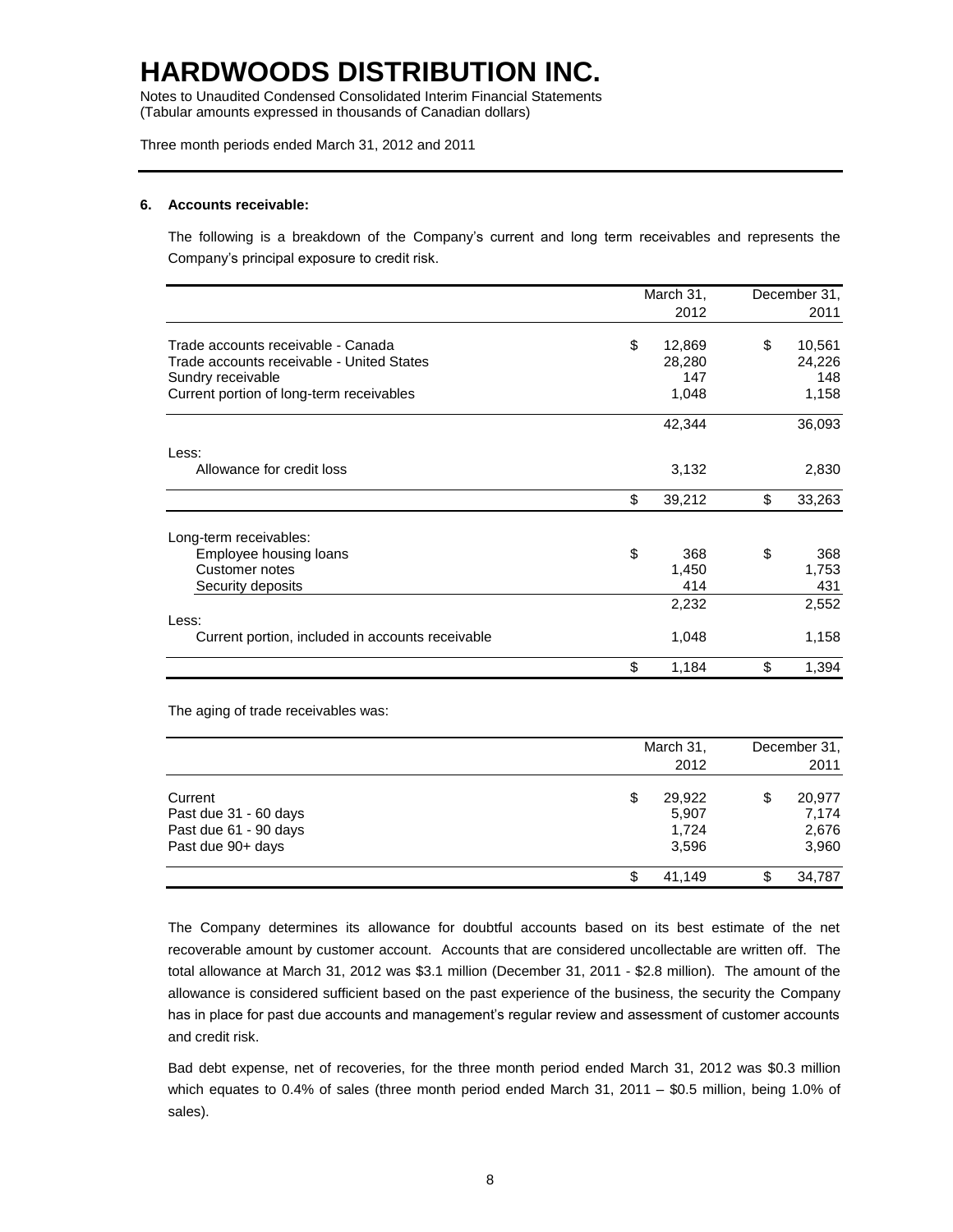# HARDWOODS DISTRIBUTION INC.

Notes to Unaudited Condensed Consolidated Interim Financial Statements
(Tabular amounts expressed in thousands of Canadian dollars)

Three month periods ended March 31, 2012 and 2011

**6. Accounts receivable:**

The following is a breakdown of the Company's current and long term receivables and represents the Company's principal exposure to credit risk.

| | March 31, 2012 | December 31, 2011 |
|---|---|---|
| Trade accounts receivable - Canada | $ 12,869 | $ 10,561 |
| Trade accounts receivable - United States | 28,280 | 24,226 |
| Sundry receivable | 147 | 148 |
| Current portion of long-term receivables | 1,048 | 1,158 |
| | 42,344 | 36,093 |
| Less: | | |
| Allowance for credit loss | 3,132 | 2,830 |
| | $ 39,212 | $ 33,263 |
| Long-term receivables: | | |
| Employee housing loans | $ 368 | $ 368 |
| Customer notes | 1,450 | 1,753 |
| Security deposits | 414 | 431 |
| | 2,232 | 2,552 |
| Less: | | |
| Current portion, included in accounts receivable | 1,048 | 1,158 |
| | $ 1,184 | $ 1,394 |

The aging of trade receivables was:

| | March 31, 2012 | December 31, 2011 |
|---|---|---|
| Current | $ 29,922 | $ 20,977 |
| Past due 31 - 60 days | 5,907 | 7,174 |
| Past due 61 - 90 days | 1,724 | 2,676 |
| Past due 90+ days | 3,596 | 3,960 |
| | $ 41,149 | $ 34,787 |

The Company determines its allowance for doubtful accounts based on its best estimate of the net recoverable amount by customer account. Accounts that are considered uncollectable are written off. The total allowance at March 31, 2012 was $3.1 million (December 31, 2011 - $2.8 million). The amount of the allowance is considered sufficient based on the past experience of the business, the security the Company has in place for past due accounts and management's regular review and assessment of customer accounts and credit risk.

Bad debt expense, net of recoveries, for the three month period ended March 31, 2012 was $0.3 million which equates to 0.4% of sales (three month period ended March 31, 2011 – $0.5 million, being 1.0% of sales).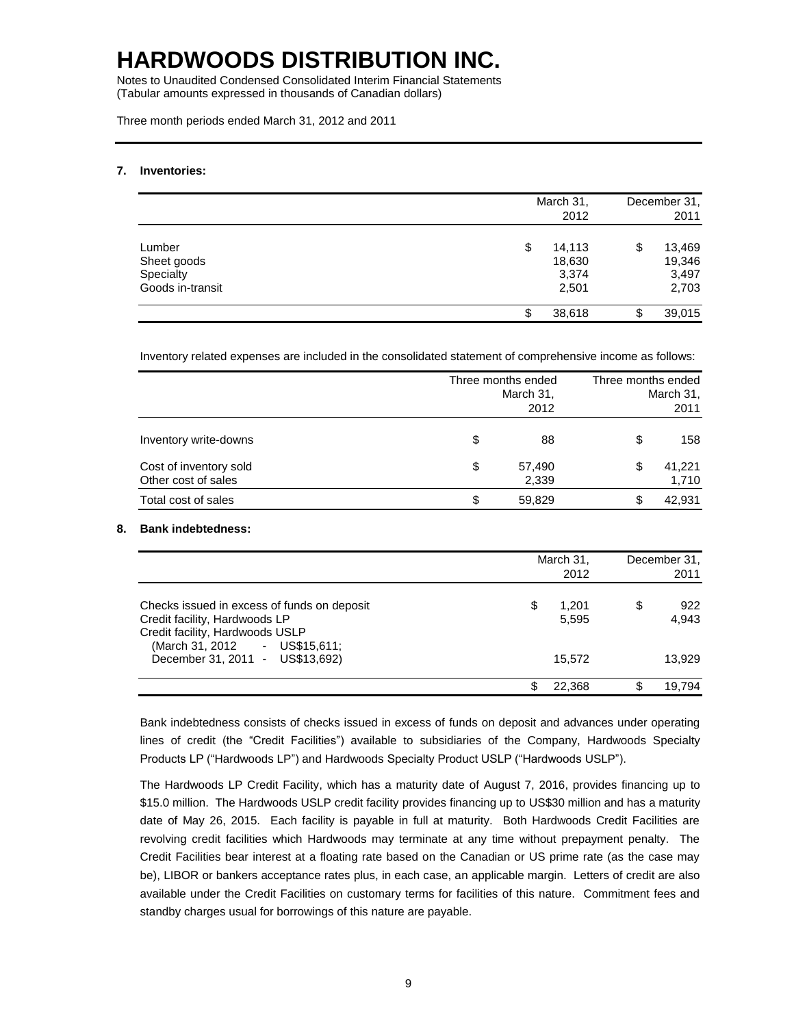# HARDWOODS DISTRIBUTION INC.

Notes to Unaudited Condensed Consolidated Interim Financial Statements
(Tabular amounts expressed in thousands of Canadian dollars)

Three month periods ended March 31, 2012 and 2011

**7. Inventories:**

| | March 31, 2012 | December 31, 2011 |
|---|---|---|
| Lumber | $ 14,113 | $ 13,469 |
| Sheet goods | 18,630 | 19,346 |
| Specialty | 3,374 | 3,497 |
| Goods in-transit | 2,501 | 2,703 |
| | $ 38,618 | $ 39,015 |

Inventory related expenses are included in the consolidated statement of comprehensive income as follows:

| | Three months ended March 31, 2012 | Three months ended March 31, 2011 |
|---|---|---|
| Inventory write-downs | $ 88 | $ 158 |
| Cost of inventory sold | $ 57,490 | $ 41,221 |
| Other cost of sales | 2,339 | 1,710 |
| Total cost of sales | $ 59,829 | $ 42,931 |

**8. Bank indebtedness:**

| | March 31, 2012 | December 31, 2011 |
|---|---|---|
| Checks issued in excess of funds on deposit | $ 1,201 | $ 922 |
| Credit facility, Hardwoods LP | 5,595 | 4,943 |
| Credit facility, Hardwoods USLP (March 31, 2012 - US$15,611; December 31, 2011 - US$13,692) | 15,572 | 13,929 |
| | $ 22,368 | $ 19,794 |

Bank indebtedness consists of checks issued in excess of funds on deposit and advances under operating lines of credit (the "Credit Facilities") available to subsidiaries of the Company, Hardwoods Specialty Products LP ("Hardwoods LP") and Hardwoods Specialty Product USLP ("Hardwoods USLP").

The Hardwoods LP Credit Facility, which has a maturity date of August 7, 2016, provides financing up to $15.0 million. The Hardwoods USLP credit facility provides financing up to US$30 million and has a maturity date of May 26, 2015. Each facility is payable in full at maturity. Both Hardwoods Credit Facilities are revolving credit facilities which Hardwoods may terminate at any time without prepayment penalty. The Credit Facilities bear interest at a floating rate based on the Canadian or US prime rate (as the case may be), LIBOR or bankers acceptance rates plus, in each case, an applicable margin. Letters of credit are also available under the Credit Facilities on customary terms for facilities of this nature. Commitment fees and standby charges usual for borrowings of this nature are payable.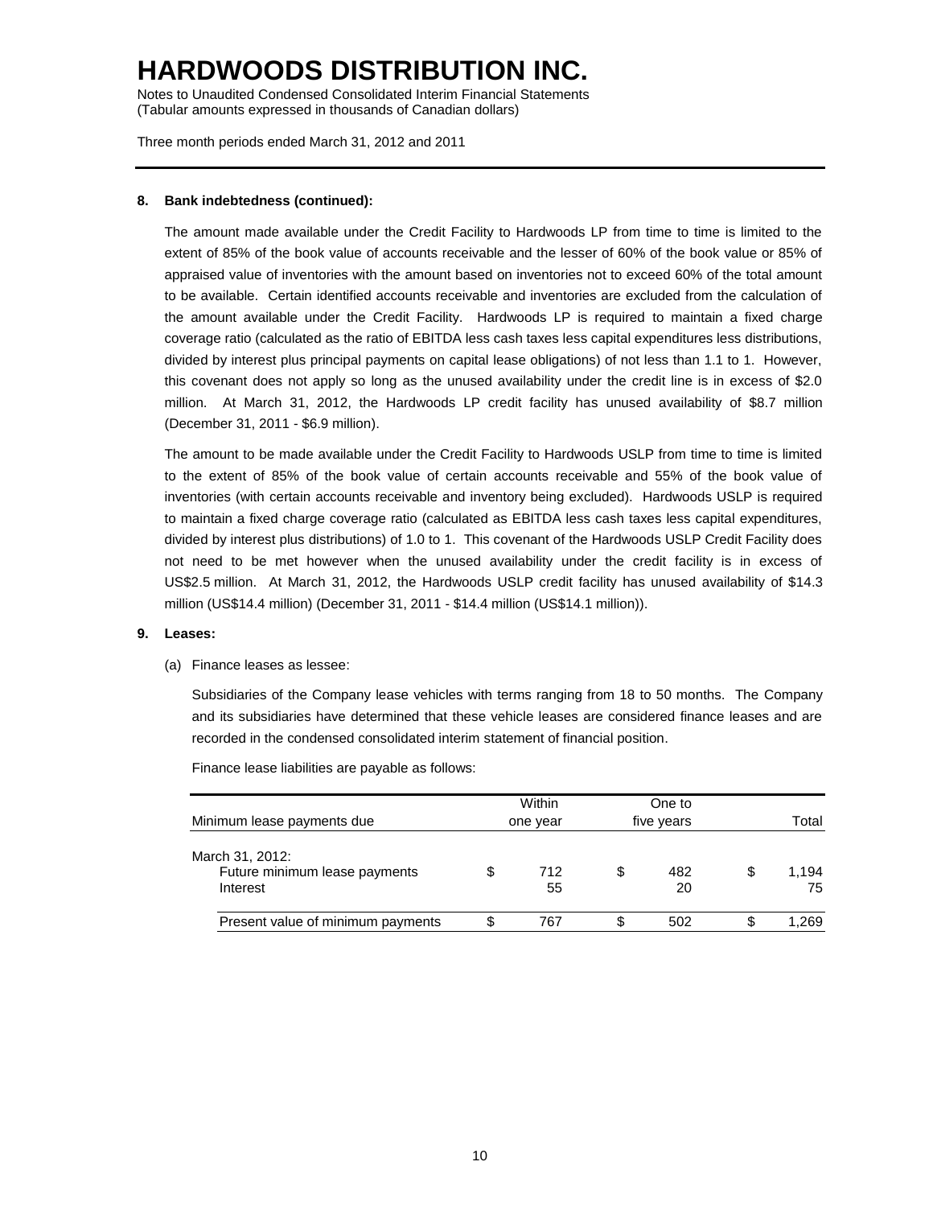# HARDWOODS DISTRIBUTION INC.

Notes to Unaudited Condensed Consolidated Interim Financial Statements
(Tabular amounts expressed in thousands of Canadian dollars)

Three month periods ended March 31, 2012 and 2011

**8. Bank indebtedness (continued):**

The amount made available under the Credit Facility to Hardwoods LP from time to time is limited to the extent of 85% of the book value of accounts receivable and the lesser of 60% of the book value or 85% of appraised value of inventories with the amount based on inventories not to exceed 60% of the total amount to be available. Certain identified accounts receivable and inventories are excluded from the calculation of the amount available under the Credit Facility. Hardwoods LP is required to maintain a fixed charge coverage ratio (calculated as the ratio of EBITDA less cash taxes less capital expenditures less distributions, divided by interest plus principal payments on capital lease obligations) of not less than 1.1 to 1. However, this covenant does not apply so long as the unused availability under the credit line is in excess of $2.0 million. At March 31, 2012, the Hardwoods LP credit facility has unused availability of $8.7 million (December 31, 2011 - $6.9 million).

The amount to be made available under the Credit Facility to Hardwoods USLP from time to time is limited to the extent of 85% of the book value of certain accounts receivable and 55% of the book value of inventories (with certain accounts receivable and inventory being excluded). Hardwoods USLP is required to maintain a fixed charge coverage ratio (calculated as EBITDA less cash taxes less capital expenditures, divided by interest plus distributions) of 1.0 to 1. This covenant of the Hardwoods USLP Credit Facility does not need to be met however when the unused availability under the credit facility is in excess of US$2.5 million. At March 31, 2012, the Hardwoods USLP credit facility has unused availability of $14.3 million (US$14.4 million) (December 31, 2011 - $14.4 million (US$14.1 million)).

**9. Leases:**

(a) Finance leases as lessee:

Subsidiaries of the Company lease vehicles with terms ranging from 18 to 50 months. The Company and its subsidiaries have determined that these vehicle leases are considered finance leases and are recorded in the condensed consolidated interim statement of financial position.

Finance lease liabilities are payable as follows:

| Minimum lease payments due | Within one year | One to five years | Total |
|---|---|---|---|
| March 31, 2012: | | | |
| Future minimum lease payments | $ 712 | $ 482 | $ 1,194 |
| Interest | 55 | 20 | 75 |
| Present value of minimum payments | $ 767 | $ 502 | $ 1,269 |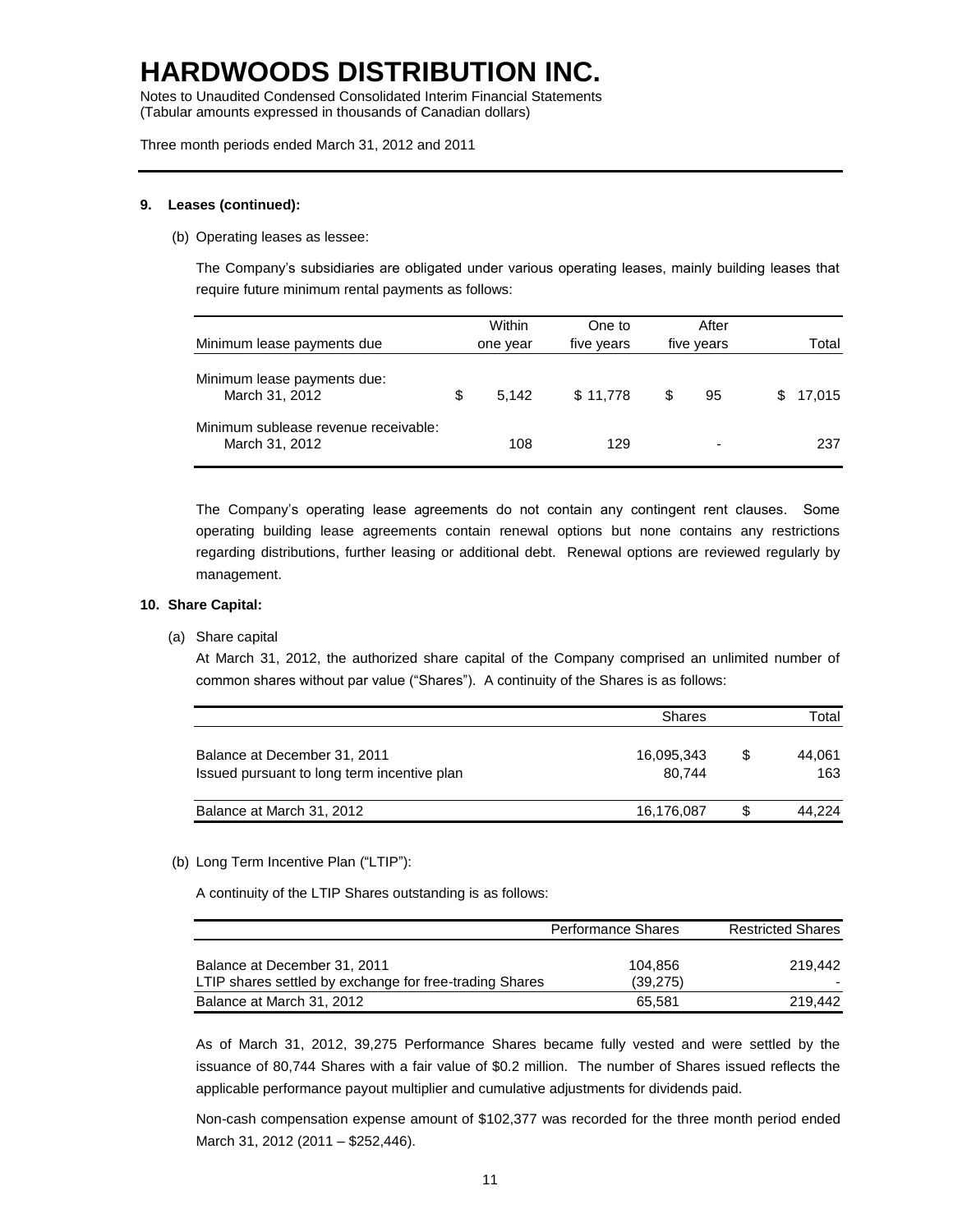# HARDWOODS DISTRIBUTION INC.

Notes to Unaudited Condensed Consolidated Interim Financial Statements
(Tabular amounts expressed in thousands of Canadian dollars)

Three month periods ended March 31, 2012 and 2011

**9. Leases (continued):**

(b) Operating leases as lessee:

The Company's subsidiaries are obligated under various operating leases, mainly building leases that require future minimum rental payments as follows:

| Minimum lease payments due | Within one year | One to five years | After five years | Total |
|---|---|---|---|---|
| Minimum lease payments due: March 31, 2012 | $ 5,142 | $ 11,778 | $ 95 | $ 17,015 |
| Minimum sublease revenue receivable: March 31, 2012 | 108 | 129 | - | 237 |

The Company's operating lease agreements do not contain any contingent rent clauses. Some operating building lease agreements contain renewal options but none contains any restrictions regarding distributions, further leasing or additional debt. Renewal options are reviewed regularly by management.

**10. Share Capital:**

(a) Share capital

At March 31, 2012, the authorized share capital of the Company comprised an unlimited number of common shares without par value ("Shares"). A continuity of the Shares is as follows:

| | Shares | Total |
|---|---|---|
| Balance at December 31, 2011 | 16,095,343 | $ 44,061 |
| Issued pursuant to long term incentive plan | 80,744 | 163 |
| Balance at March 31, 2012 | 16,176,087 | $ 44,224 |

(b) Long Term Incentive Plan ("LTIP"):

A continuity of the LTIP Shares outstanding is as follows:

| | Performance Shares | Restricted Shares |
|---|---|---|
| Balance at December 31, 2011 | 104,856 | 219,442 |
| LTIP shares settled by exchange for free-trading Shares | (39,275) | - |
| Balance at March 31, 2012 | 65,581 | 219,442 |

As of March 31, 2012, 39,275 Performance Shares became fully vested and were settled by the issuance of 80,744 Shares with a fair value of $0.2 million. The number of Shares issued reflects the applicable performance payout multiplier and cumulative adjustments for dividends paid.

Non-cash compensation expense amount of $102,377 was recorded for the three month period ended March 31, 2012 (2011 – $252,446).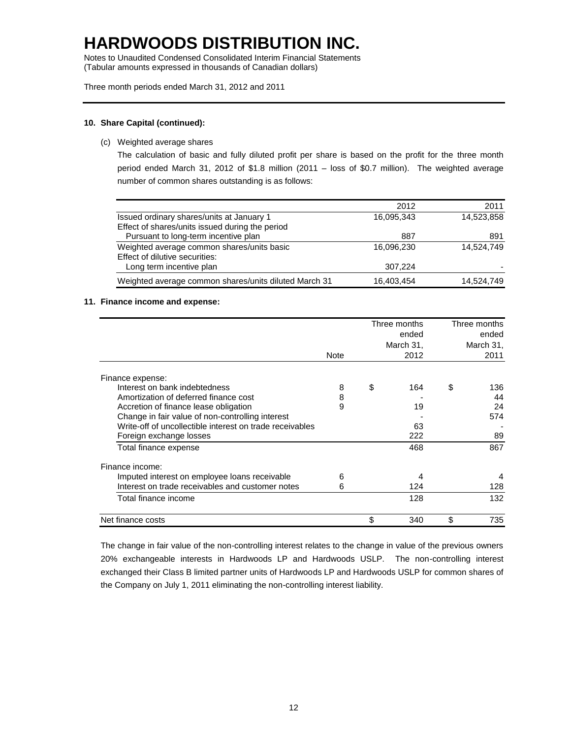# HARDWOODS DISTRIBUTION INC.

Notes to Unaudited Condensed Consolidated Interim Financial Statements
(Tabular amounts expressed in thousands of Canadian dollars)

Three month periods ended March 31, 2012 and 2011

**10. Share Capital (continued):**

(c) Weighted average shares

The calculation of basic and fully diluted profit per share is based on the profit for the three month period ended March 31, 2012 of $1.8 million (2011 – loss of $0.7 million). The weighted average number of common shares outstanding is as follows:

| | 2012 | 2011 |
|---|---|---|
| Issued ordinary shares/units at January 1 | 16,095,343 | 14,523,858 |
| Effect of shares/units issued during the period | | |
| Pursuant to long-term incentive plan | 887 | 891 |
| Weighted average common shares/units basic | 16,096,230 | 14,524,749 |
| Effect of dilutive securities: | | |
| Long term incentive plan | 307,224 | - |
| Weighted average common shares/units diluted March 31 | 16,403,454 | 14,524,749 |

**11. Finance income and expense:**

| | Note | Three months ended March 31, 2012 | Three months ended March 31, 2011 |
|---|---|---|---|
| Finance expense: | | | |
| Interest on bank indebtedness | 8 | $ 164 | $ 136 |
| Amortization of deferred finance cost | 8 | - | 44 |
| Accretion of finance lease obligation | 9 | 19 | 24 |
| Change in fair value of non-controlling interest | | - | 574 |
| Write-off of uncollectible interest on trade receivables | | 63 | - |
| Foreign exchange losses | | 222 | 89 |
| Total finance expense | | 468 | 867 |
| Finance income: | | | |
| Imputed interest on employee loans receivable | 6 | 4 | 4 |
| Interest on trade receivables and customer notes | 6 | 124 | 128 |
| Total finance income | | 128 | 132 |
| Net finance costs | | $ 340 | $ 735 |

The change in fair value of the non-controlling interest relates to the change in value of the previous owners 20% exchangeable interests in Hardwoods LP and Hardwoods USLP. The non-controlling interest exchanged their Class B limited partner units of Hardwoods LP and Hardwoods USLP for common shares of the Company on July 1, 2011 eliminating the non-controlling interest liability.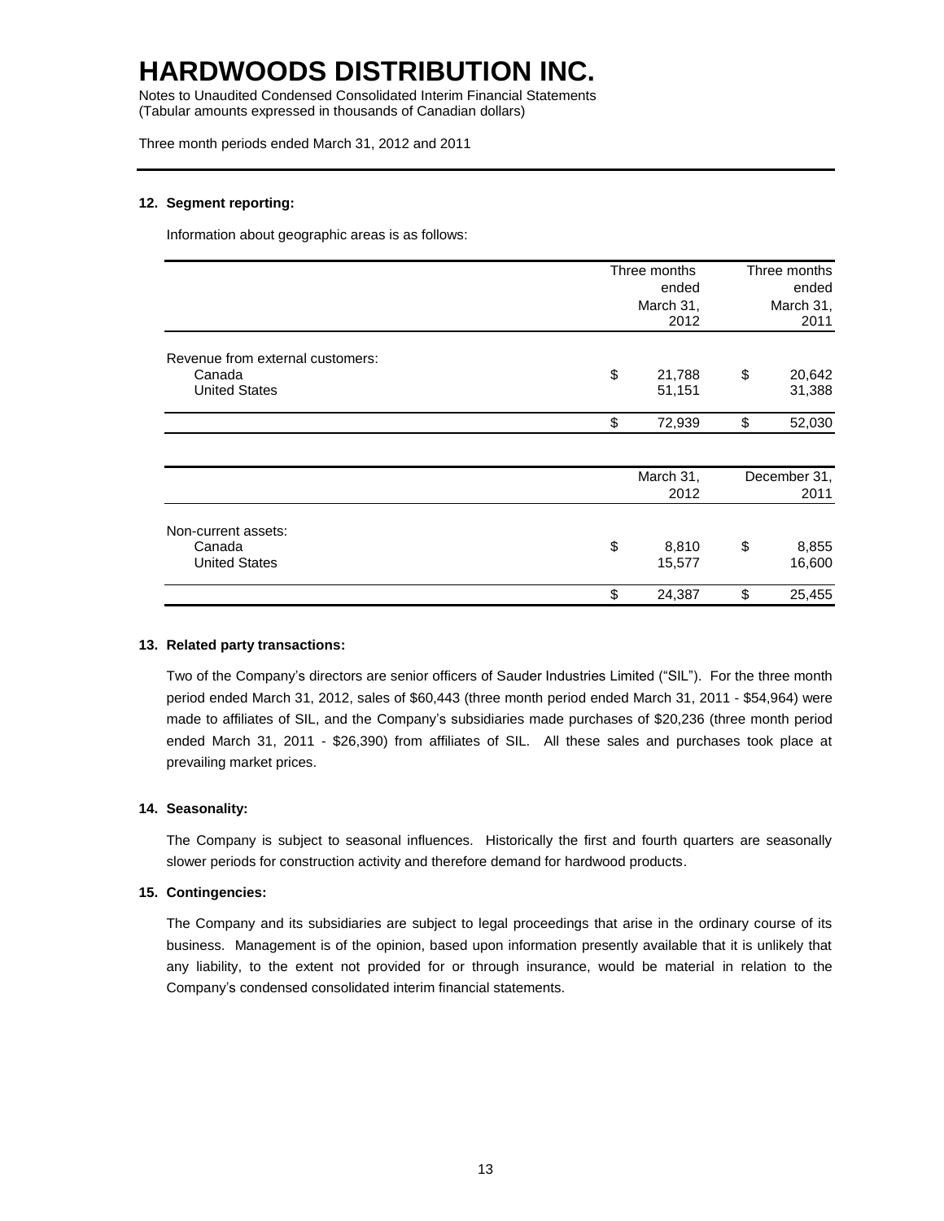# HARDWOODS DISTRIBUTION INC.

Notes to Unaudited Condensed Consolidated Interim Financial Statements
(Tabular amounts expressed in thousands of Canadian dollars)

Three month periods ended March 31, 2012 and 2011

**12. Segment reporting:**

Information about geographic areas is as follows:

| | Three months ended March 31, 2012 | Three months ended March 31, 2011 |
|---|---|---|
| Revenue from external customers: | | |
| Canada | $ 21,788 | $ 20,642 |
| United States | 51,151 | 31,388 |
| | $ 72,939 | $ 52,030 |

| | March 31, 2012 | December 31, 2011 |
|---|---|---|
| Non-current assets: | | |
| Canada | $ 8,810 | $ 8,855 |
| United States | 15,577 | 16,600 |
| | $ 24,387 | $ 25,455 |

**13. Related party transactions:**

Two of the Company's directors are senior officers of Sauder Industries Limited ("SIL"). For the three month period ended March 31, 2012, sales of $60,443 (three month period ended March 31, 2011 - $54,964) were made to affiliates of SIL, and the Company's subsidiaries made purchases of $20,236 (three month period ended March 31, 2011 - $26,390) from affiliates of SIL. All these sales and purchases took place at prevailing market prices.

**14. Seasonality:**

The Company is subject to seasonal influences. Historically the first and fourth quarters are seasonally slower periods for construction activity and therefore demand for hardwood products.

**15. Contingencies:**

The Company and its subsidiaries are subject to legal proceedings that arise in the ordinary course of its business. Management is of the opinion, based upon information presently available that it is unlikely that any liability, to the extent not provided for or through insurance, would be material in relation to the Company's condensed consolidated interim financial statements.